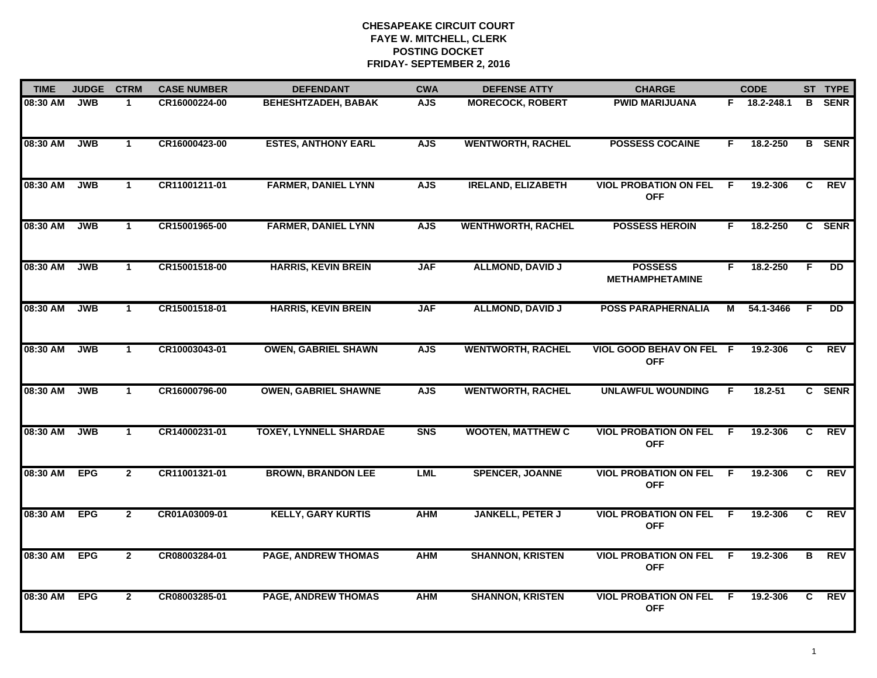**CHESAPEAKE CIRCUIT COURT**
**FAYE W. MITCHELL, CLERK**
**POSTING DOCKET**
**FRIDAY- SEPTEMBER 2, 2016**

| TIME | JUDGE | CTRM | CASE NUMBER | DEFENDANT | CWA | DEFENSE ATTY | CHARGE | | CODE | ST | TYPE |
|---|---|---|---|---|---|---|---|---|---|---|---|
| 08:30 AM | JWB | 1 | CR16000224-00 | BEHESHTZADEH, BABAK | AJS | MORECOCK, ROBERT | PWID MARIJUANA | F | 18.2-248.1 | B | SENR |
| 08:30 AM | JWB | 1 | CR16000423-00 | ESTES, ANTHONY EARL | AJS | WENTWORTH, RACHEL | POSSESS COCAINE | F | 18.2-250 | B | SENR |
| 08:30 AM | JWB | 1 | CR11001211-01 | FARMER, DANIEL LYNN | AJS | IRELAND, ELIZABETH | VIOL PROBATION ON FEL OFF | F | 19.2-306 | C | REV |
| 08:30 AM | JWB | 1 | CR15001965-00 | FARMER, DANIEL LYNN | AJS | WENTHWORTH, RACHEL | POSSESS HEROIN | F | 18.2-250 | C | SENR |
| 08:30 AM | JWB | 1 | CR15001518-00 | HARRIS, KEVIN BREIN | JAF | ALLMOND, DAVID J | POSSESS METHAMPHETAMINE | F | 18.2-250 | F | DD |
| 08:30 AM | JWB | 1 | CR15001518-01 | HARRIS, KEVIN BREIN | JAF | ALLMOND, DAVID J | POSS PARAPHERNALIA | M | 54.1-3466 | F | DD |
| 08:30 AM | JWB | 1 | CR10003043-01 | OWEN, GABRIEL SHAWN | AJS | WENTWORTH, RACHEL | VIOL GOOD BEHAV ON FEL OFF | F | 19.2-306 | C | REV |
| 08:30 AM | JWB | 1 | CR16000796-00 | OWEN, GABRIEL SHAWNE | AJS | WENTWORTH, RACHEL | UNLAWFUL WOUNDING | F | 18.2-51 | C | SENR |
| 08:30 AM | JWB | 1 | CR14000231-01 | TOXEY, LYNNELL SHARDAE | SNS | WOOTEN, MATTHEW C | VIOL PROBATION ON FEL OFF | F | 19.2-306 | C | REV |
| 08:30 AM | EPG | 2 | CR11001321-01 | BROWN, BRANDON LEE | LML | SPENCER, JOANNE | VIOL PROBATION ON FEL OFF | F | 19.2-306 | C | REV |
| 08:30 AM | EPG | 2 | CR01A03009-01 | KELLY, GARY KURTIS | AHM | JANKELL, PETER J | VIOL PROBATION ON FEL OFF | F | 19.2-306 | C | REV |
| 08:30 AM | EPG | 2 | CR08003284-01 | PAGE, ANDREW THOMAS | AHM | SHANNON, KRISTEN | VIOL PROBATION ON FEL OFF | F | 19.2-306 | B | REV |
| 08:30 AM | EPG | 2 | CR08003285-01 | PAGE, ANDREW THOMAS | AHM | SHANNON, KRISTEN | VIOL PROBATION ON FEL OFF | F | 19.2-306 | C | REV |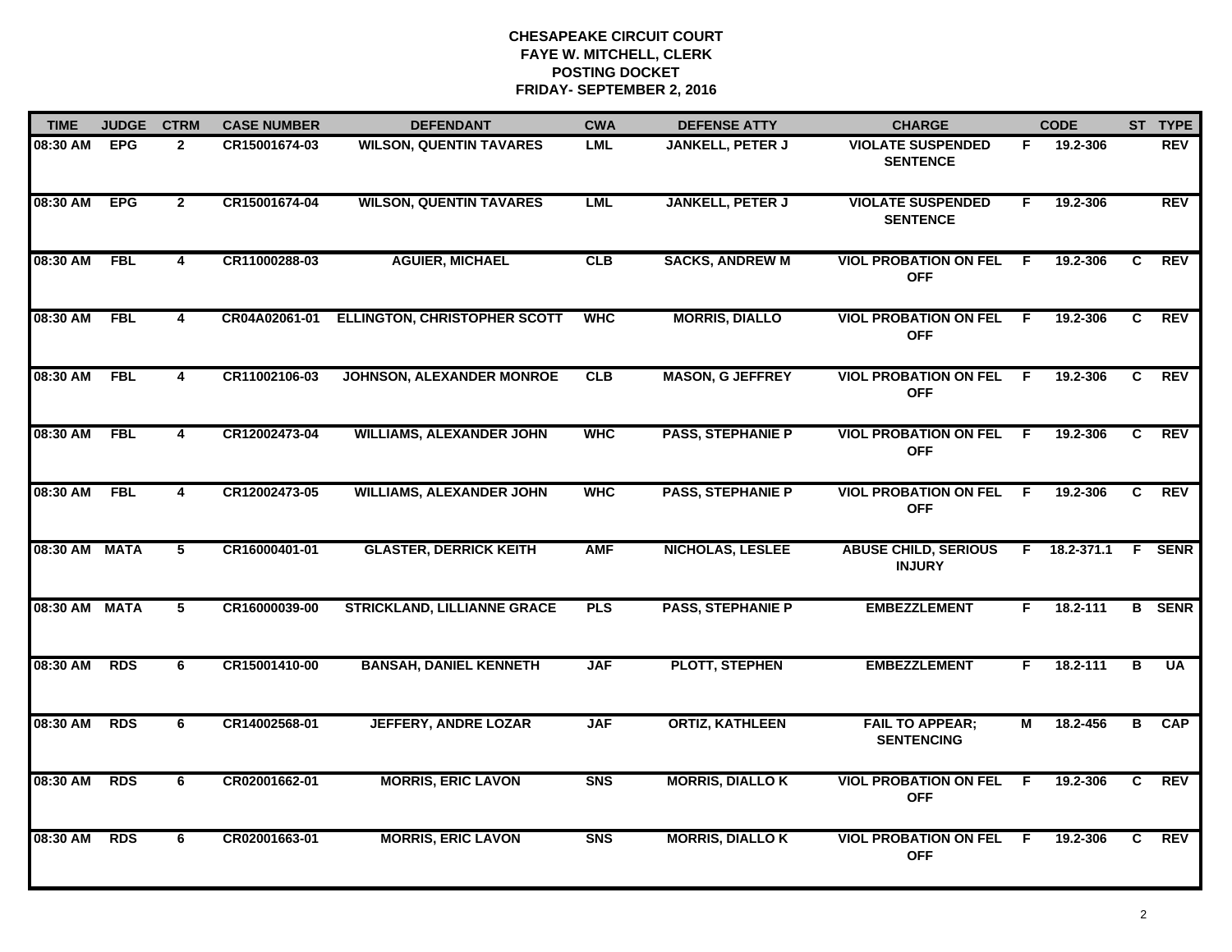**CHESAPEAKE CIRCUIT COURT**
**FAYE W. MITCHELL, CLERK**
**POSTING DOCKET**
**FRIDAY- SEPTEMBER 2, 2016**

| TIME | JUDGE | CTRM | CASE NUMBER | DEFENDANT | CWA | DEFENSE ATTY | CHARGE | | CODE | ST | TYPE |
|---|---|---|---|---|---|---|---|---|---|---|---|
| 08:30 AM | EPG | 2 | CR15001674-03 | WILSON, QUENTIN TAVARES | LML | JANKELL, PETER J | VIOLATE SUSPENDED SENTENCE | F | 19.2-306 | | REV |
| 08:30 AM | EPG | 2 | CR15001674-04 | WILSON, QUENTIN TAVARES | LML | JANKELL, PETER J | VIOLATE SUSPENDED SENTENCE | F | 19.2-306 | | REV |
| 08:30 AM | FBL | 4 | CR11000288-03 | AGUIER, MICHAEL | CLB | SACKS, ANDREW M | VIOL PROBATION ON FEL OFF | F | 19.2-306 | C | REV |
| 08:30 AM | FBL | 4 | CR04A02061-01 | ELLINGTON, CHRISTOPHER SCOTT | WHC | MORRIS, DIALLO | VIOL PROBATION ON FEL OFF | F | 19.2-306 | C | REV |
| 08:30 AM | FBL | 4 | CR11002106-03 | JOHNSON, ALEXANDER MONROE | CLB | MASON, G JEFFREY | VIOL PROBATION ON FEL OFF | F | 19.2-306 | C | REV |
| 08:30 AM | FBL | 4 | CR12002473-04 | WILLIAMS, ALEXANDER JOHN | WHC | PASS, STEPHANIE P | VIOL PROBATION ON FEL OFF | F | 19.2-306 | C | REV |
| 08:30 AM | FBL | 4 | CR12002473-05 | WILLIAMS, ALEXANDER JOHN | WHC | PASS, STEPHANIE P | VIOL PROBATION ON FEL OFF | F | 19.2-306 | C | REV |
| 08:30 AM | MATA | 5 | CR16000401-01 | GLASTER, DERRICK KEITH | AMF | NICHOLAS, LESLEE | ABUSE CHILD, SERIOUS INJURY | F | 18.2-371.1 | F | SENR |
| 08:30 AM | MATA | 5 | CR16000039-00 | STRICKLAND, LILLIANNE GRACE | PLS | PASS, STEPHANIE P | EMBEZZLEMENT | F | 18.2-111 | B | SENR |
| 08:30 AM | RDS | 6 | CR15001410-00 | BANSAH, DANIEL KENNETH | JAF | PLOTT, STEPHEN | EMBEZZLEMENT | F | 18.2-111 | B | UA |
| 08:30 AM | RDS | 6 | CR14002568-01 | JEFFERY, ANDRE LOZAR | JAF | ORTIZ, KATHLEEN | FAIL TO APPEAR; SENTENCING | M | 18.2-456 | B | CAP |
| 08:30 AM | RDS | 6 | CR02001662-01 | MORRIS, ERIC LAVON | SNS | MORRIS, DIALLO K | VIOL PROBATION ON FEL OFF | F | 19.2-306 | C | REV |
| 08:30 AM | RDS | 6 | CR02001663-01 | MORRIS, ERIC LAVON | SNS | MORRIS, DIALLO K | VIOL PROBATION ON FEL OFF | F | 19.2-306 | C | REV |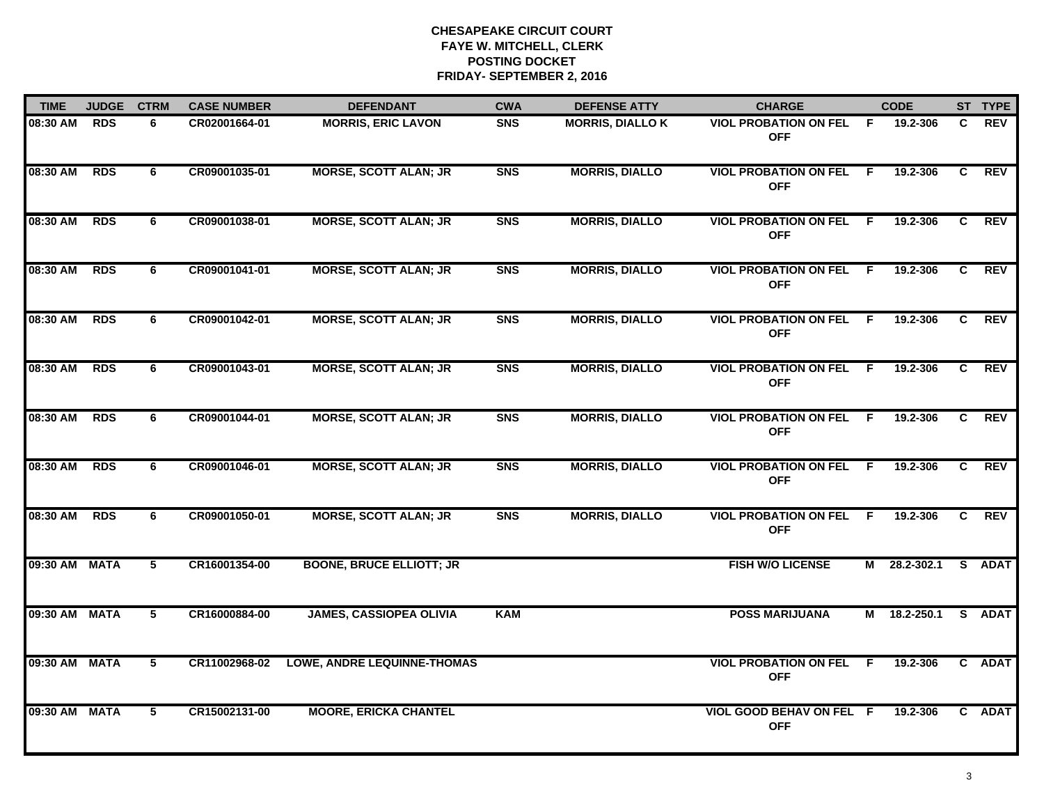# CHESAPEAKE CIRCUIT COURT
## FAYE W. MITCHELL, CLERK
## POSTING DOCKET
## FRIDAY- SEPTEMBER 2, 2016

| TIME | JUDGE | CTRM | CASE NUMBER | DEFENDANT | CWA | DEFENSE ATTY | CHARGE | | CODE | ST | TYPE |
|---|---|---|---|---|---|---|---|---|---|---|---|
| 08:30 AM | RDS | 6 | CR02001664-01 | MORRIS, ERIC LAVON | SNS | MORRIS, DIALLO K | VIOL PROBATION ON FEL OFF | F | 19.2-306 | C | REV |
| 08:30 AM | RDS | 6 | CR09001035-01 | MORSE, SCOTT ALAN; JR | SNS | MORRIS, DIALLO | VIOL PROBATION ON FEL OFF | F | 19.2-306 | C | REV |
| 08:30 AM | RDS | 6 | CR09001038-01 | MORSE, SCOTT ALAN; JR | SNS | MORRIS, DIALLO | VIOL PROBATION ON FEL OFF | F | 19.2-306 | C | REV |
| 08:30 AM | RDS | 6 | CR09001041-01 | MORSE, SCOTT ALAN; JR | SNS | MORRIS, DIALLO | VIOL PROBATION ON FEL OFF | F | 19.2-306 | C | REV |
| 08:30 AM | RDS | 6 | CR09001042-01 | MORSE, SCOTT ALAN; JR | SNS | MORRIS, DIALLO | VIOL PROBATION ON FEL OFF | F | 19.2-306 | C | REV |
| 08:30 AM | RDS | 6 | CR09001043-01 | MORSE, SCOTT ALAN; JR | SNS | MORRIS, DIALLO | VIOL PROBATION ON FEL OFF | F | 19.2-306 | C | REV |
| 08:30 AM | RDS | 6 | CR09001044-01 | MORSE, SCOTT ALAN; JR | SNS | MORRIS, DIALLO | VIOL PROBATION ON FEL OFF | F | 19.2-306 | C | REV |
| 08:30 AM | RDS | 6 | CR09001046-01 | MORSE, SCOTT ALAN; JR | SNS | MORRIS, DIALLO | VIOL PROBATION ON FEL OFF | F | 19.2-306 | C | REV |
| 08:30 AM | RDS | 6 | CR09001050-01 | MORSE, SCOTT ALAN; JR | SNS | MORRIS, DIALLO | VIOL PROBATION ON FEL OFF | F | 19.2-306 | C | REV |
| 09:30 AM | MATA | 5 | CR16001354-00 | BOONE, BRUCE ELLIOTT; JR | | | FISH W/O LICENSE | M | 28.2-302.1 | S | ADAT |
| 09:30 AM | MATA | 5 | CR16000884-00 | JAMES, CASSIOPEA OLIVIA | KAM | | POSS MARIJUANA | M | 18.2-250.1 | S | ADAT |
| 09:30 AM | MATA | 5 | CR11002968-02 | LOWE, ANDRE LEQUINNE-THOMAS | | | VIOL PROBATION ON FEL OFF | F | 19.2-306 | C | ADAT |
| 09:30 AM | MATA | 5 | CR15002131-00 | MOORE, ERICKA CHANTEL | | | VIOL GOOD BEHAV ON FEL OFF | F | 19.2-306 | C | ADAT |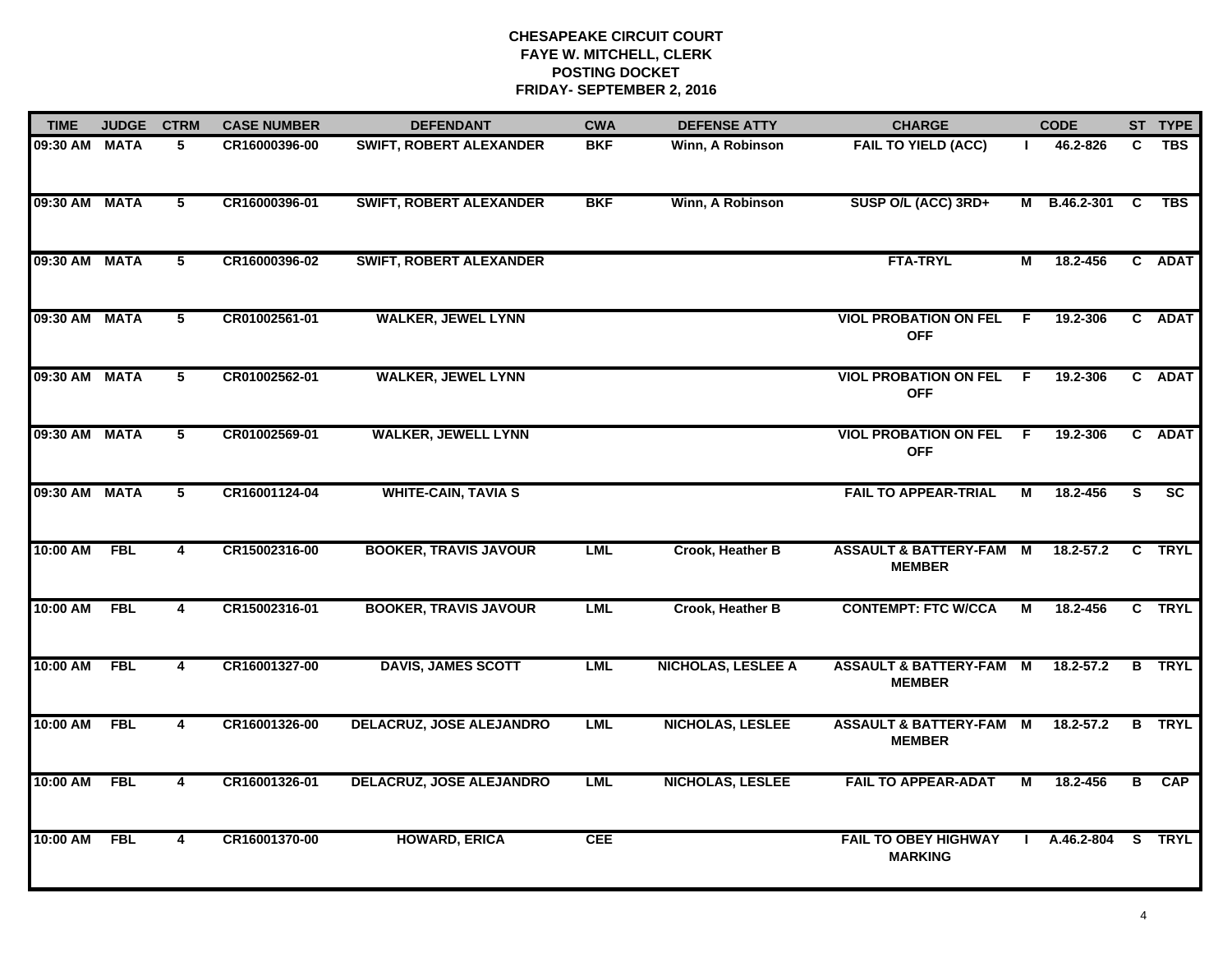# CHESAPEAKE CIRCUIT COURT
## FAYE W. MITCHELL, CLERK
## POSTING DOCKET
## FRIDAY- SEPTEMBER 2, 2016

| TIME | JUDGE | CTRM | CASE NUMBER | DEFENDANT | CWA | DEFENSE ATTY | CHARGE | | CODE | ST | TYPE |
|---|---|---|---|---|---|---|---|---|---|---|---|
| 09:30 AM | MATA | 5 | CR16000396-00 | SWIFT, ROBERT ALEXANDER | BKF | Winn, A Robinson | FAIL TO YIELD (ACC) | I | 46.2-826 | C | TBS |
| 09:30 AM | MATA | 5 | CR16000396-01 | SWIFT, ROBERT ALEXANDER | BKF | Winn, A Robinson | SUSP O/L (ACC) 3RD+ | M | B.46.2-301 | C | TBS |
| 09:30 AM | MATA | 5 | CR16000396-02 | SWIFT, ROBERT ALEXANDER | | | FTA-TRYL | M | 18.2-456 | C | ADAT |
| 09:30 AM | MATA | 5 | CR01002561-01 | WALKER, JEWEL LYNN | | | VIOL PROBATION ON FEL OFF | F | 19.2-306 | C | ADAT |
| 09:30 AM | MATA | 5 | CR01002562-01 | WALKER, JEWEL LYNN | | | VIOL PROBATION ON FEL OFF | F | 19.2-306 | C | ADAT |
| 09:30 AM | MATA | 5 | CR01002569-01 | WALKER, JEWELL LYNN | | | VIOL PROBATION ON FEL OFF | F | 19.2-306 | C | ADAT |
| 09:30 AM | MATA | 5 | CR16001124-04 | WHITE-CAIN, TAVIA S | | | FAIL TO APPEAR-TRIAL | M | 18.2-456 | S | SC |
| 10:00 AM | FBL | 4 | CR15002316-00 | BOOKER, TRAVIS JAVOUR | LML | Crook, Heather B | ASSAULT & BATTERY-FAM MEMBER | M | 18.2-57.2 | C | TRYL |
| 10:00 AM | FBL | 4 | CR15002316-01 | BOOKER, TRAVIS JAVOUR | LML | Crook, Heather B | CONTEMPT: FTC W/CCA | M | 18.2-456 | C | TRYL |
| 10:00 AM | FBL | 4 | CR16001327-00 | DAVIS, JAMES SCOTT | LML | NICHOLAS, LESLEE A | ASSAULT & BATTERY-FAM MEMBER | M | 18.2-57.2 | B | TRYL |
| 10:00 AM | FBL | 4 | CR16001326-00 | DELACRUZ, JOSE ALEJANDRO | LML | NICHOLAS, LESLEE | ASSAULT & BATTERY-FAM MEMBER | M | 18.2-57.2 | B | TRYL |
| 10:00 AM | FBL | 4 | CR16001326-01 | DELACRUZ, JOSE ALEJANDRO | LML | NICHOLAS, LESLEE | FAIL TO APPEAR-ADAT | M | 18.2-456 | B | CAP |
| 10:00 AM | FBL | 4 | CR16001370-00 | HOWARD, ERICA | CEE | | FAIL TO OBEY HIGHWAY MARKING | I | A.46.2-804 | S | TRYL |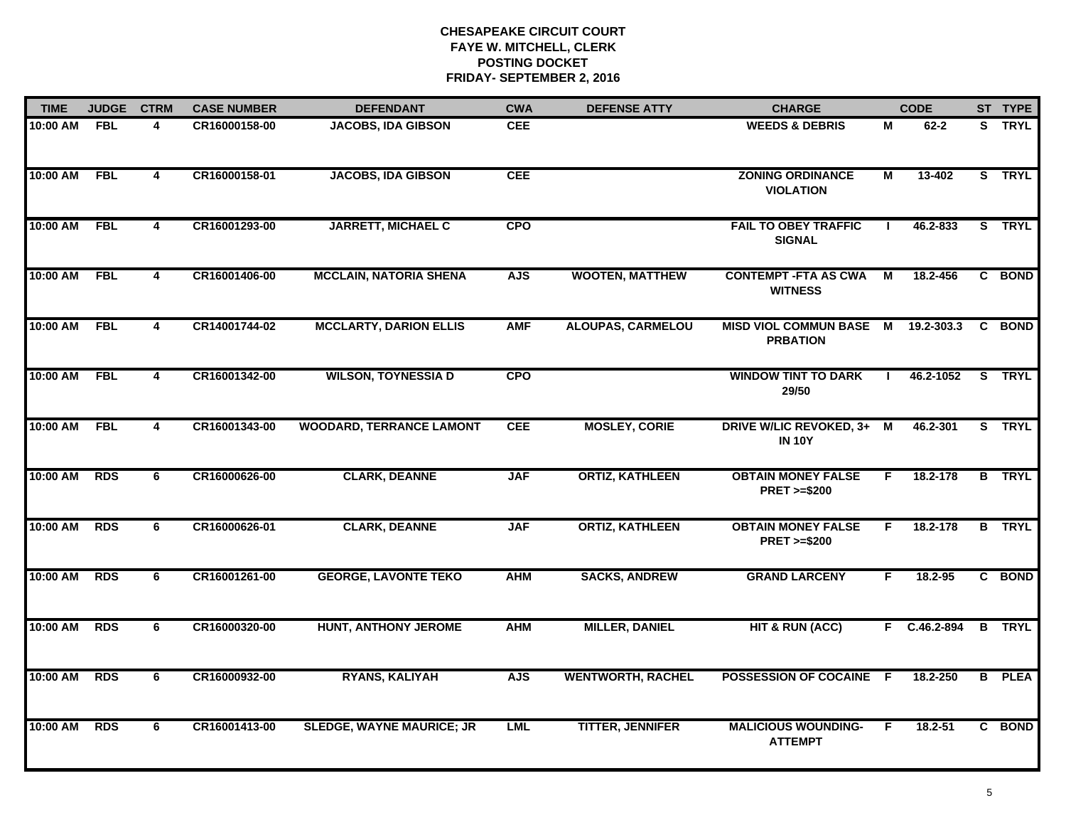# CHESAPEAKE CIRCUIT COURT
## FAYE W. MITCHELL, CLERK
## POSTING DOCKET
## FRIDAY- SEPTEMBER 2, 2016

| TIME | JUDGE | CTRM | CASE NUMBER | DEFENDANT | CWA | DEFENSE ATTY | CHARGE | | CODE | ST | TYPE |
|---|---|---|---|---|---|---|---|---|---|---|---|
| 10:00 AM | FBL | 4 | CR16000158-00 | JACOBS, IDA GIBSON | CEE | | WEEDS & DEBRIS | M | 62-2 | S | TRYL |
| 10:00 AM | FBL | 4 | CR16000158-01 | JACOBS, IDA GIBSON | CEE | | ZONING ORDINANCE VIOLATION | M | 13-402 | S | TRYL |
| 10:00 AM | FBL | 4 | CR16001293-00 | JARRETT, MICHAEL C | CPO | | FAIL TO OBEY TRAFFIC SIGNAL | I | 46.2-833 | S | TRYL |
| 10:00 AM | FBL | 4 | CR16001406-00 | MCCLAIN, NATORIA SHENA | AJS | WOOTEN, MATTHEW | CONTEMPT -FTA AS CWA WITNESS | M | 18.2-456 | C | BOND |
| 10:00 AM | FBL | 4 | CR14001744-02 | MCCLARTY, DARION ELLIS | AMF | ALOUPAS, CARMELOU | MISD VIOL COMMUN BASE PRBATION | M | 19.2-303.3 | C | BOND |
| 10:00 AM | FBL | 4 | CR16001342-00 | WILSON, TOYNESSIA D | CPO | | WINDOW TINT TO DARK 29/50 | I | 46.2-1052 | S | TRYL |
| 10:00 AM | FBL | 4 | CR16001343-00 | WOODARD, TERRANCE LAMONT | CEE | MOSLEY, CORIE | DRIVE W/LIC REVOKED, 3+ IN 10Y | M | 46.2-301 | S | TRYL |
| 10:00 AM | RDS | 6 | CR16000626-00 | CLARK, DEANNE | JAF | ORTIZ, KATHLEEN | OBTAIN MONEY FALSE PRET >=$200 | F | 18.2-178 | B | TRYL |
| 10:00 AM | RDS | 6 | CR16000626-01 | CLARK, DEANNE | JAF | ORTIZ, KATHLEEN | OBTAIN MONEY FALSE PRET >=$200 | F | 18.2-178 | B | TRYL |
| 10:00 AM | RDS | 6 | CR16001261-00 | GEORGE, LAVONTE TEKO | AHM | SACKS, ANDREW | GRAND LARCENY | F | 18.2-95 | C | BOND |
| 10:00 AM | RDS | 6 | CR16000320-00 | HUNT, ANTHONY JEROME | AHM | MILLER, DANIEL | HIT & RUN (ACC) | F | C.46.2-894 | B | TRYL |
| 10:00 AM | RDS | 6 | CR16000932-00 | RYANS, KALIYAH | AJS | WENTWORTH, RACHEL | POSSESSION OF COCAINE | F | 18.2-250 | B | PLEA |
| 10:00 AM | RDS | 6 | CR16001413-00 | SLEDGE, WAYNE MAURICE; JR | LML | TITTER, JENNIFER | MALICIOUS WOUNDING-ATTEMPT | F | 18.2-51 | C | BOND |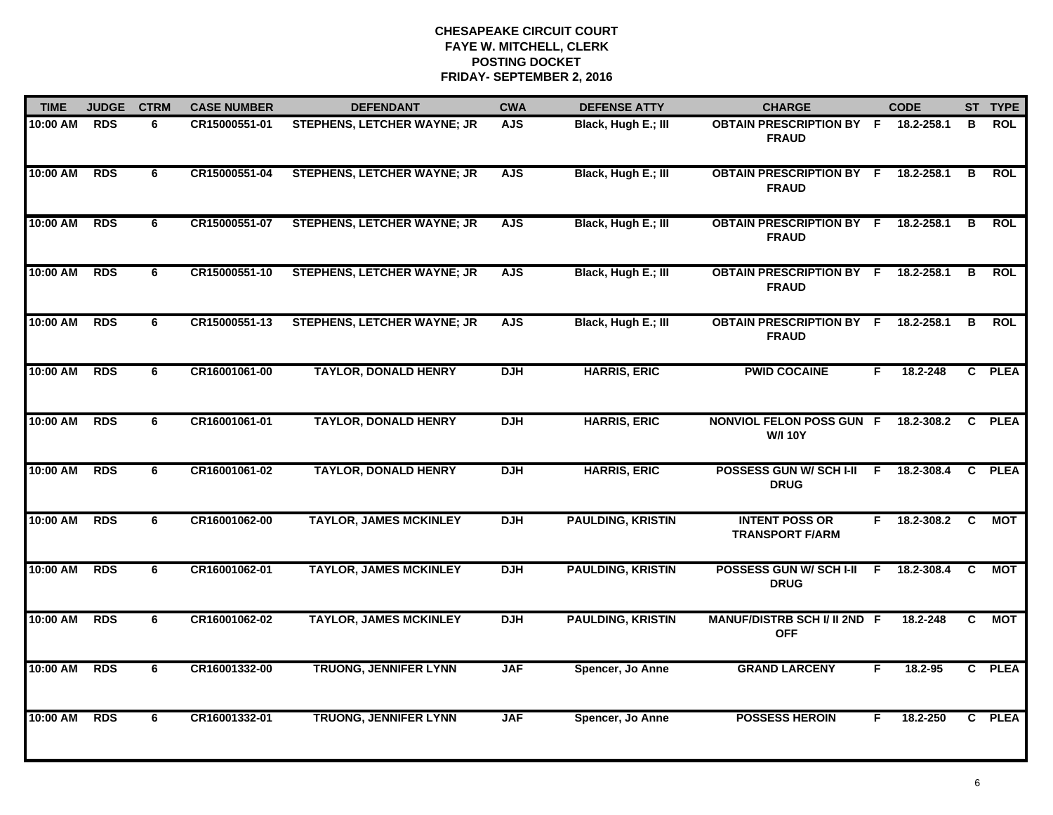# CHESAPEAKE CIRCUIT COURT
## FAYE W. MITCHELL, CLERK
## POSTING DOCKET
## FRIDAY- SEPTEMBER 2, 2016

| TIME | JUDGE | CTRM | CASE NUMBER | DEFENDANT | CWA | DEFENSE ATTY | CHARGE | | CODE | ST | TYPE |
|---|---|---|---|---|---|---|---|---|---|---|---|
| 10:00 AM | RDS | 6 | CR15000551-01 | STEPHENS, LETCHER WAYNE; JR | AJS | Black, Hugh E.; III | OBTAIN PRESCRIPTION BY FRAUD | F | 18.2-258.1 | B | ROL |
| 10:00 AM | RDS | 6 | CR15000551-04 | STEPHENS, LETCHER WAYNE; JR | AJS | Black, Hugh E.; III | OBTAIN PRESCRIPTION BY FRAUD | F | 18.2-258.1 | B | ROL |
| 10:00 AM | RDS | 6 | CR15000551-07 | STEPHENS, LETCHER WAYNE; JR | AJS | Black, Hugh E.; III | OBTAIN PRESCRIPTION BY FRAUD | F | 18.2-258.1 | B | ROL |
| 10:00 AM | RDS | 6 | CR15000551-10 | STEPHENS, LETCHER WAYNE; JR | AJS | Black, Hugh E.; III | OBTAIN PRESCRIPTION BY FRAUD | F | 18.2-258.1 | B | ROL |
| 10:00 AM | RDS | 6 | CR15000551-13 | STEPHENS, LETCHER WAYNE; JR | AJS | Black, Hugh E.; III | OBTAIN PRESCRIPTION BY FRAUD | F | 18.2-258.1 | B | ROL |
| 10:00 AM | RDS | 6 | CR16001061-00 | TAYLOR, DONALD HENRY | DJH | HARRIS, ERIC | PWID COCAINE | F | 18.2-248 | C | PLEA |
| 10:00 AM | RDS | 6 | CR16001061-01 | TAYLOR, DONALD HENRY | DJH | HARRIS, ERIC | NONVIOL FELON POSS GUN W/I 10Y | F | 18.2-308.2 | C | PLEA |
| 10:00 AM | RDS | 6 | CR16001061-02 | TAYLOR, DONALD HENRY | DJH | HARRIS, ERIC | POSSESS GUN W/ SCH I-II DRUG | F | 18.2-308.4 | C | PLEA |
| 10:00 AM | RDS | 6 | CR16001062-00 | TAYLOR, JAMES MCKINLEY | DJH | PAULDING, KRISTIN | INTENT POSS OR TRANSPORT F/ARM | F | 18.2-308.2 | C | MOT |
| 10:00 AM | RDS | 6 | CR16001062-01 | TAYLOR, JAMES MCKINLEY | DJH | PAULDING, KRISTIN | POSSESS GUN W/ SCH I-II DRUG | F | 18.2-308.4 | C | MOT |
| 10:00 AM | RDS | 6 | CR16001062-02 | TAYLOR, JAMES MCKINLEY | DJH | PAULDING, KRISTIN | MANUF/DISTRB SCH I/ II 2ND OFF | F | 18.2-248 | C | MOT |
| 10:00 AM | RDS | 6 | CR16001332-00 | TRUONG, JENNIFER LYNN | JAF | Spencer, Jo Anne | GRAND LARCENY | F | 18.2-95 | C | PLEA |
| 10:00 AM | RDS | 6 | CR16001332-01 | TRUONG, JENNIFER LYNN | JAF | Spencer, Jo Anne | POSSESS HEROIN | F | 18.2-250 | C | PLEA |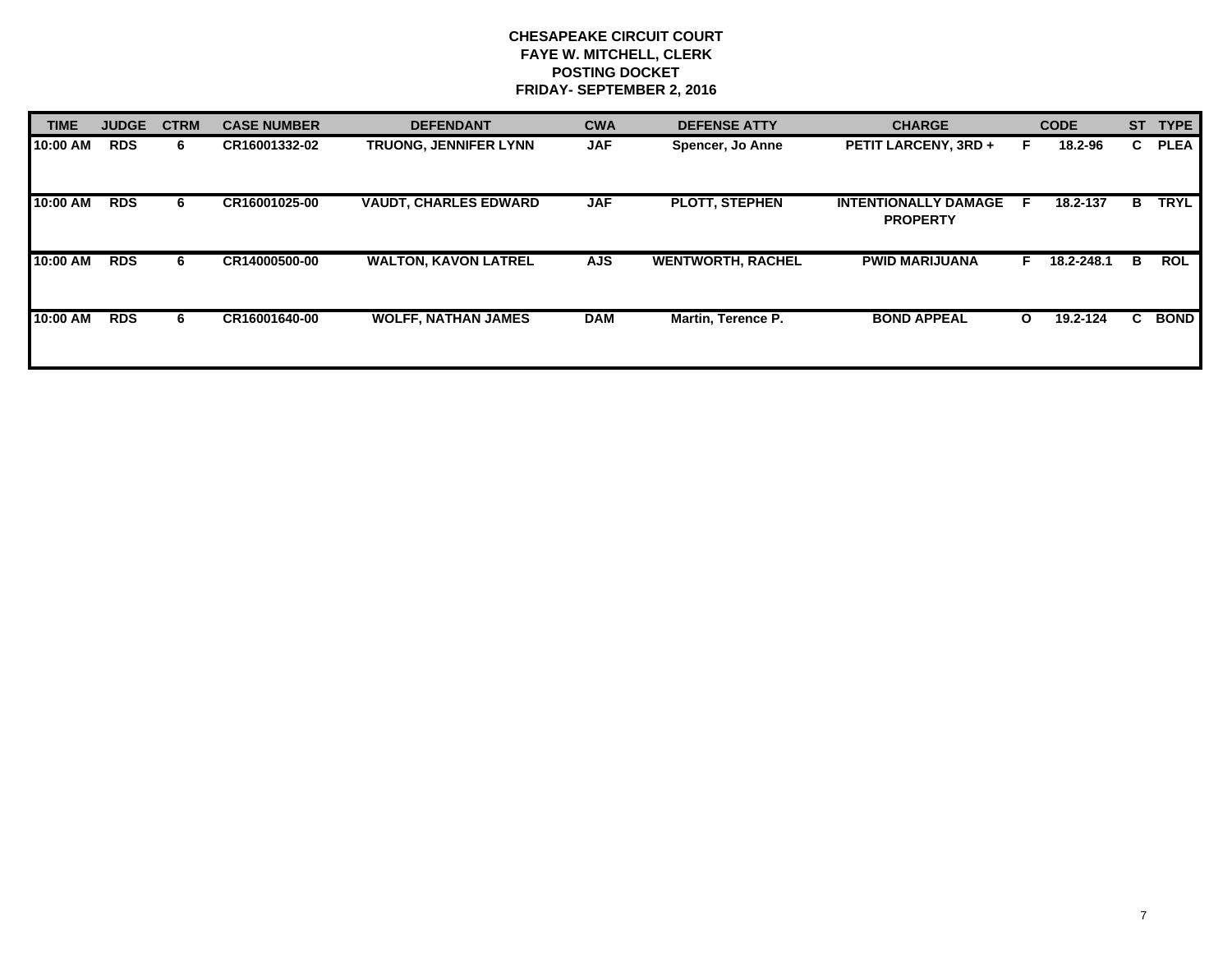**CHESAPEAKE CIRCUIT COURT**
**FAYE W. MITCHELL, CLERK**
**POSTING DOCKET**
**FRIDAY- SEPTEMBER 2, 2016**

| TIME | JUDGE | CTRM | CASE NUMBER | DEFENDANT | CWA | DEFENSE ATTY | CHARGE | | CODE | ST | TYPE |
|---|---|---|---|---|---|---|---|---|---|---|---|
| 10:00 AM | RDS | 6 | CR16001332-02 | TRUONG, JENNIFER LYNN | JAF | Spencer, Jo Anne | PETIT LARCENY, 3RD + | F | 18.2-96 | C | PLEA |
| 10:00 AM | RDS | 6 | CR16001025-00 | VAUDT, CHARLES EDWARD | JAF | PLOTT, STEPHEN | INTENTIONALLY DAMAGE PROPERTY | F | 18.2-137 | B | TRYL |
| 10:00 AM | RDS | 6 | CR14000500-00 | WALTON, KAVON LATREL | AJS | WENTWORTH, RACHEL | PWID MARIJUANA | F | 18.2-248.1 | B | ROL |
| 10:00 AM | RDS | 6 | CR16001640-00 | WOLFF, NATHAN JAMES | DAM | Martin, Terence P. | BOND APPEAL | O | 19.2-124 | C | BOND |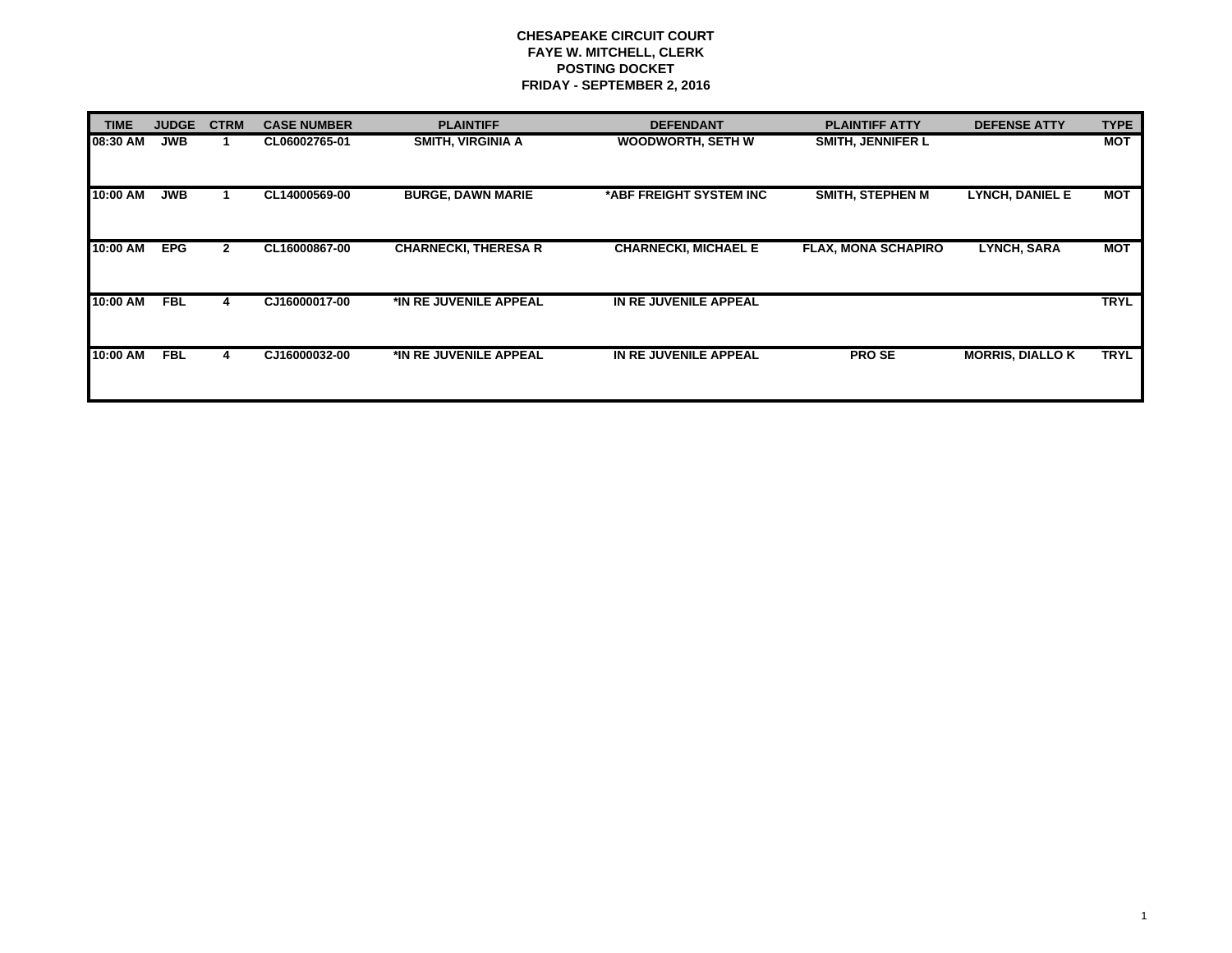**CHESAPEAKE CIRCUIT COURT**
**FAYE W. MITCHELL, CLERK**
**POSTING DOCKET**
**FRIDAY - SEPTEMBER 2, 2016**

| TIME | JUDGE | CTRM | CASE NUMBER | PLAINTIFF | DEFENDANT | PLAINTIFF ATTY | DEFENSE ATTY | TYPE |
|---|---|---|---|---|---|---|---|---|
| 08:30 AM | JWB | 1 | CL06002765-01 | SMITH, VIRGINIA A | WOODWORTH, SETH W | SMITH, JENNIFER L | | MOT |
| 10:00 AM | JWB | 1 | CL14000569-00 | BURGE, DAWN MARIE | *ABF FREIGHT SYSTEM INC | SMITH, STEPHEN M | LYNCH, DANIEL E | MOT |
| 10:00 AM | EPG | 2 | CL16000867-00 | CHARNECKI, THERESA R | CHARNECKI, MICHAEL E | FLAX, MONA SCHAPIRO | LYNCH, SARA | MOT |
| 10:00 AM | FBL | 4 | CJ16000017-00 | *IN RE JUVENILE APPEAL | IN RE JUVENILE APPEAL | | | TRYL |
| 10:00 AM | FBL | 4 | CJ16000032-00 | *IN RE JUVENILE APPEAL | IN RE JUVENILE APPEAL | PRO SE | MORRIS, DIALLO K | TRYL |